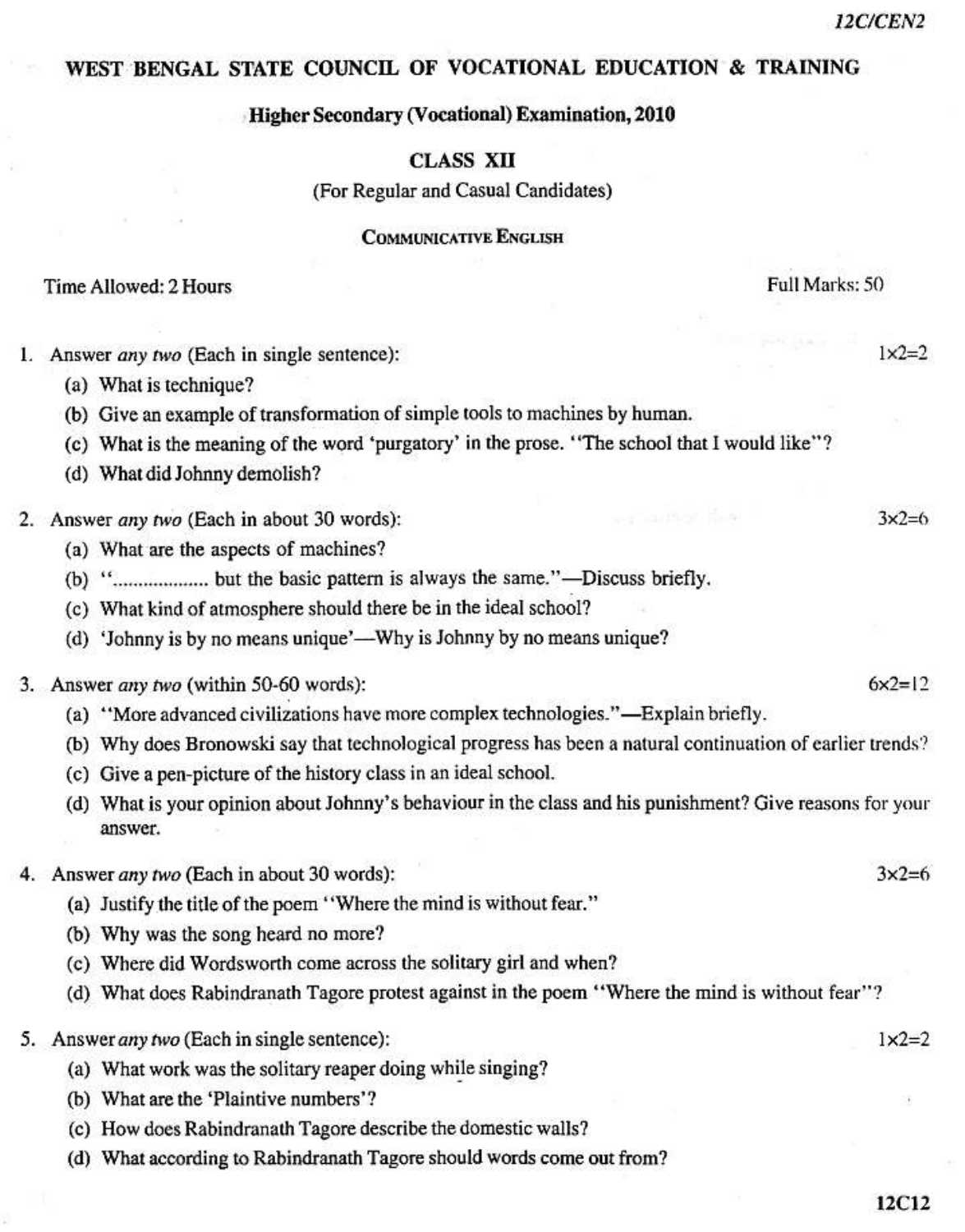12C/CEN2

# WEST BENGAL STATE COUNCIL OF VOCATIONAL EDUCATION & TRAINING

## Higher Secondary (Vocational) Examination, 2010

## CLASS XII

(For Regular and Casual Candidates)

### COMMUNICATIVE ENGLISH

Time Allowed: 2 Hours — Full Marks: 50

1. Answer *any two* (Each in single sentence): $1 \times 2 = 2$
   - (a) What is technique?
   - (b) Give an example of transformation of simple tools to machines by human.
   - (c) What is the meaning of the word 'purgatory' in the prose. "The school that I would like"?
   - (d) What did Johnny demolish?

2. Answer *any two* (Each in about 30 words): $3 \times 2 = 6$
   - (a) What are the aspects of machines?
   - (b) "................. but the basic pattern is always the same."—Discuss briefly.
   - (c) What kind of atmosphere should there be in the ideal school?
   - (d) 'Johnny is by no means unique'—Why is Johnny by no means unique?

3. Answer *any two* (within 50-60 words): $6 \times 2 = 12$
   - (a) "More advanced civilizations have more complex technologies."—Explain briefly.
   - (b) Why does Bronowski say that technological progress has been a natural continuation of earlier trends?
   - (c) Give a pen-picture of the history class in an ideal school.
   - (d) What is your opinion about Johnny's behaviour in the class and his punishment? Give reasons for your answer.

4. Answer *any two* (Each in about 30 words): $3 \times 2 = 6$
   - (a) Justify the title of the poem "Where the mind is without fear."
   - (b) Why was the song heard no more?
   - (c) Where did Wordsworth come across the solitary girl and when?
   - (d) What does Rabindranath Tagore protest against in the poem "Where the mind is without fear"?

5. Answer *any two* (Each in single sentence): $1 \times 2 = 2$
   - (a) What work was the solitary reaper doing while singing?
   - (b) What are the 'Plaintive numbers'?
   - (c) How does Rabindranath Tagore describe the domestic walls?
   - (d) What according to Rabindranath Tagore should words come out from?

12C12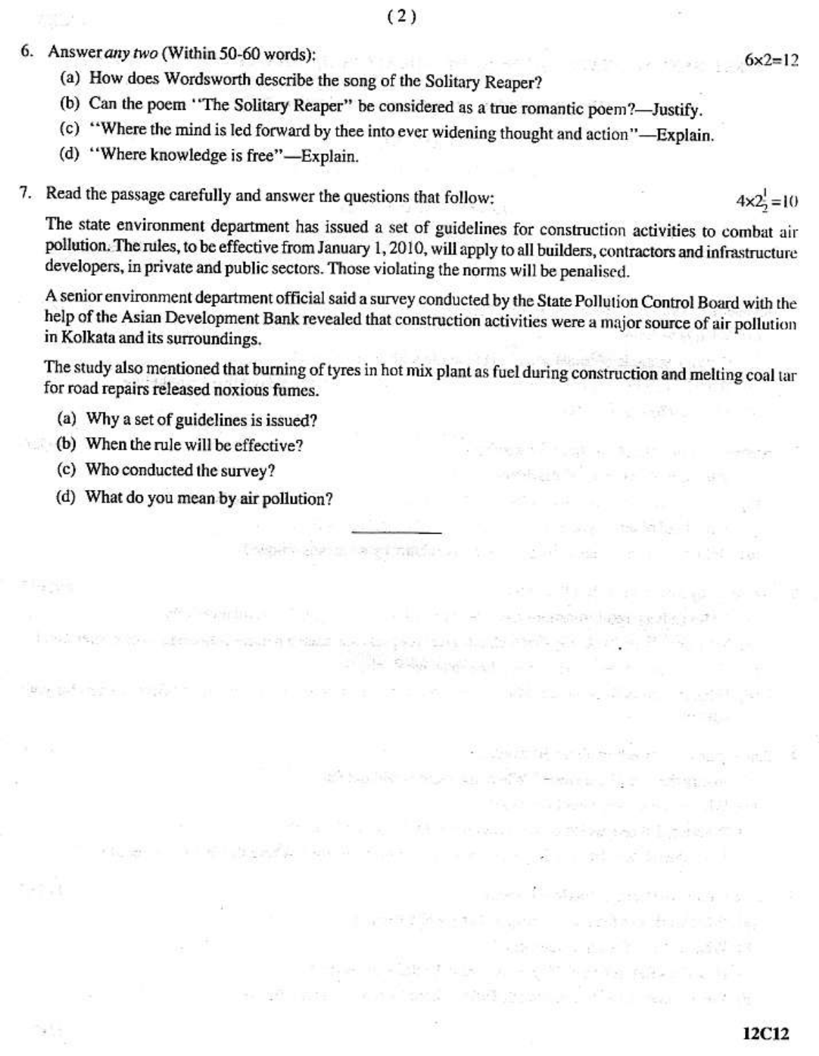6. Answer *any two* (Within 50-60 words): $6\times2=12$

   (a) How does Wordsworth describe the song of the Solitary Reaper?

   (b) Can the poem "The Solitary Reaper" be considered as a true romantic poem?—Justify.

   (c) "Where the mind is led forward by thee into ever widening thought and action"—Explain.

   (d) "Where knowledge is free"—Explain.

7. Read the passage carefully and answer the questions that follow: $4\times2\frac{1}{2}=10$

   The state environment department has issued a set of guidelines for construction activities to combat air pollution. The rules, to be effective from January 1, 2010, will apply to all builders, contractors and infrastructure developers, in private and public sectors. Those violating the norms will be penalised.

   A senior environment department official said a survey conducted by the State Pollution Control Board with the help of the Asian Development Bank revealed that construction activities were a major source of air pollution in Kolkata and its surroundings.

   The study also mentioned that burning of tyres in hot mix plant as fuel during construction and melting coal tar for road repairs released noxious fumes.

   (a) Why a set of guidelines is issued?

   (b) When the rule will be effective?

   (c) Who conducted the survey?

   (d) What do you mean by air pollution?